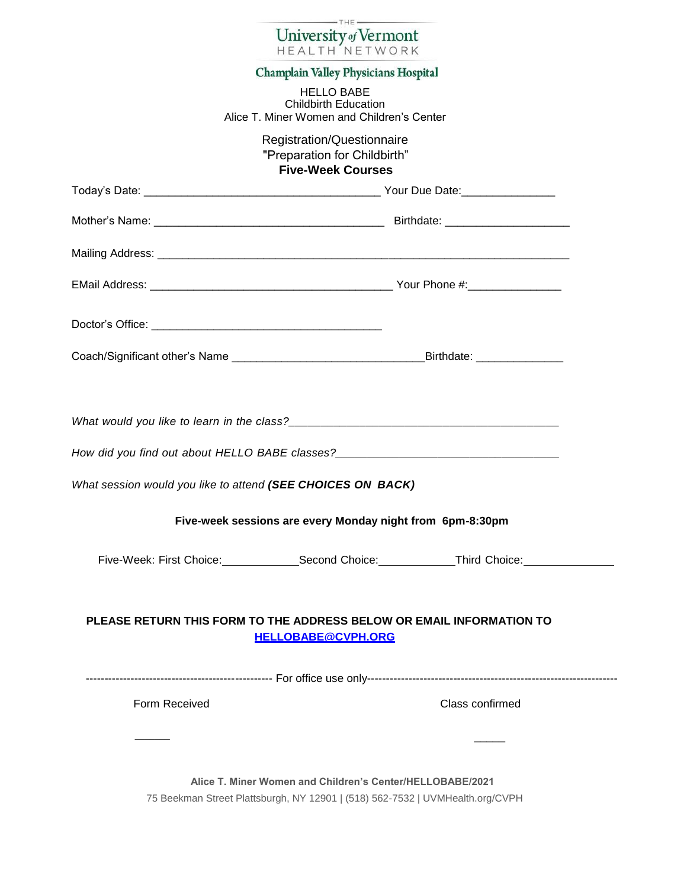THE University of Vermont HEALTH NETWORK

**Champlain Valley Physicians Hospital**

HELLO BABE
Childbirth Education
Alice T. Miner Women and Children's Center

Registration/Questionnaire
"Preparation for Childbirth"
**Five-Week Courses**

Today's Date: ___________________________________ Your Due Date:______________

Mother's Name: ___________________________________ Birthdate: ___________________

Mailing Address: ______________________________________________________________

EMail Address: ____________________________________ Your Phone #:______________

Doctor's Office: ___________________________________

Coach/Significant other's Name _____________________________Birthdate: _____________

*What would you like to learn in the class?*_________________________________________

*How did you find out about HELLO BABE classes?*__________________________________

*What session would you like to attend* ***(SEE CHOICES ON BACK)***

**Five-week sessions are every Monday night from 6pm-8:30pm**

Five-Week: First Choice:____________Second Choice:____________Third Choice:______________

**PLEASE RETURN THIS FORM TO THE ADDRESS BELOW OR EMAIL INFORMATION TO [HELLOBABE@CVPH.ORG](mailto:HELLOBABE@CVPH.ORG)**

-------------------------------------------------- For office use only--------------------------------------------------

Form Received ______ Class confirmed _____

**Alice T. Miner Women and Children's Center/HELLOBABE/2021**

75 Beekman Street Plattsburgh, NY 12901 | (518) 562-7532 | UVMHealth.org/CVPH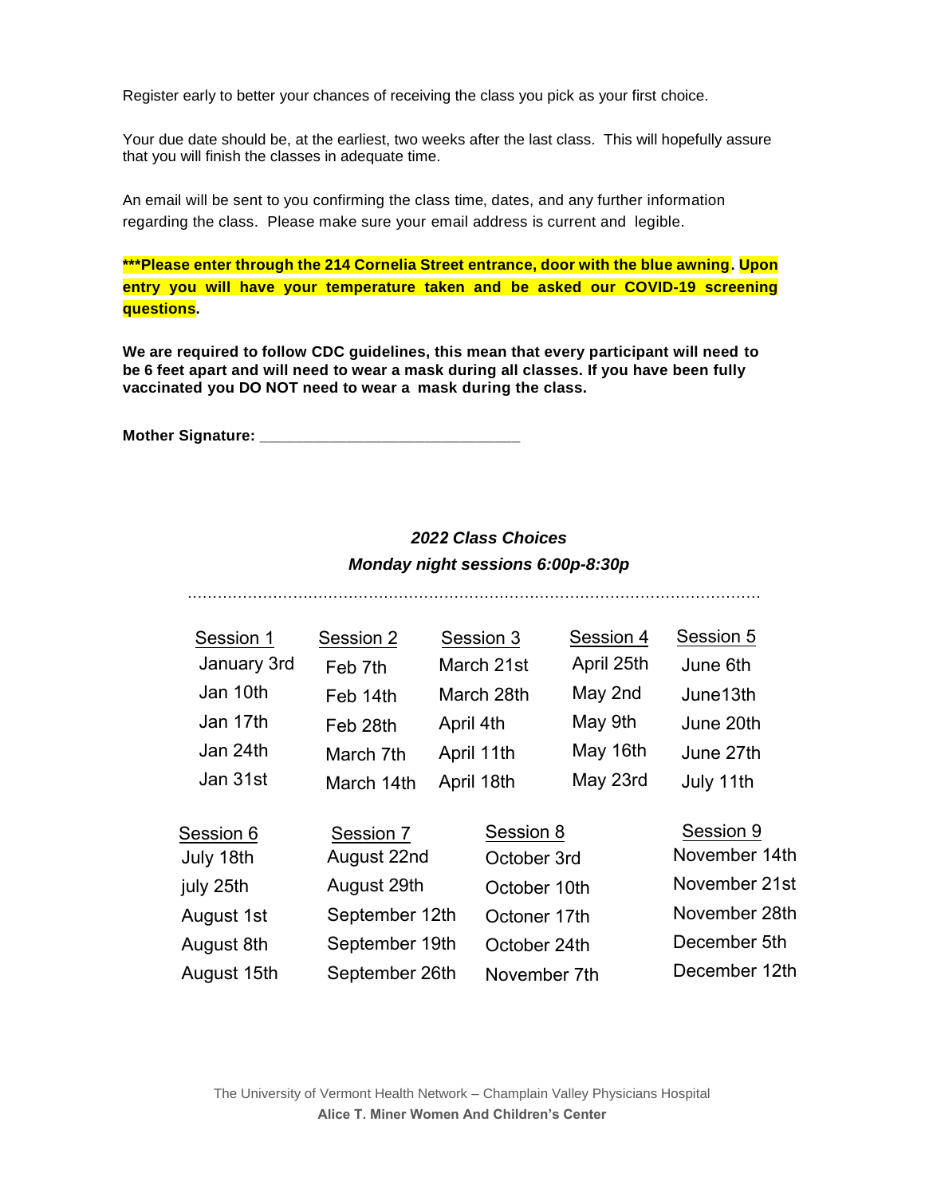Register early to better your chances of receiving the class you pick as your first choice.

Your due date should be, at the earliest, two weeks after the last class. This will hopefully assure that you will finish the classes in adequate time.

An email will be sent to you confirming the class time, dates, and any further information regarding the class. Please make sure your email address is current and legible.

**\*\*\*Please enter through the 214 Cornelia Street entrance, door with the blue awning. Upon entry you will have your temperature taken and be asked our COVID-19 screening questions.**

**We are required to follow CDC guidelines, this mean that every participant will need to be 6 feet apart and will need to wear a mask during all classes. If you have been fully vaccinated you DO NOT need to wear a mask during the class.**

**Mother Signature: ______________________________**

***2022 Class Choices***

***Monday night sessions 6:00p-8:30p***

| Session 1 | Session 2 | Session 3 | Session 4 | Session 5 |
|---|---|---|---|---|
| January 3rd | Feb 7th | March 21st | April 25th | June 6th |
| Jan 10th | Feb 14th | March 28th | May 2nd | June13th |
| Jan 17th | Feb 28th | April 4th | May 9th | June 20th |
| Jan 24th | March 7th | April 11th | May 16th | June 27th |
| Jan 31st | March 14th | April 18th | May 23rd | July 11th |

| Session 6 | Session 7 | Session 8 | Session 9 |
|---|---|---|---|
| July 18th | August 22nd | October 3rd | November 14th |
| july 25th | August 29th | October 10th | November 21st |
| August 1st | September 12th | Octoner 17th | November 28th |
| August 8th | September 19th | October 24th | December 5th |
| August 15th | September 26th | November 7th | December 12th |

The University of Vermont Health Network – Champlain Valley Physicians Hospital

**Alice T. Miner Women And Children's Center**